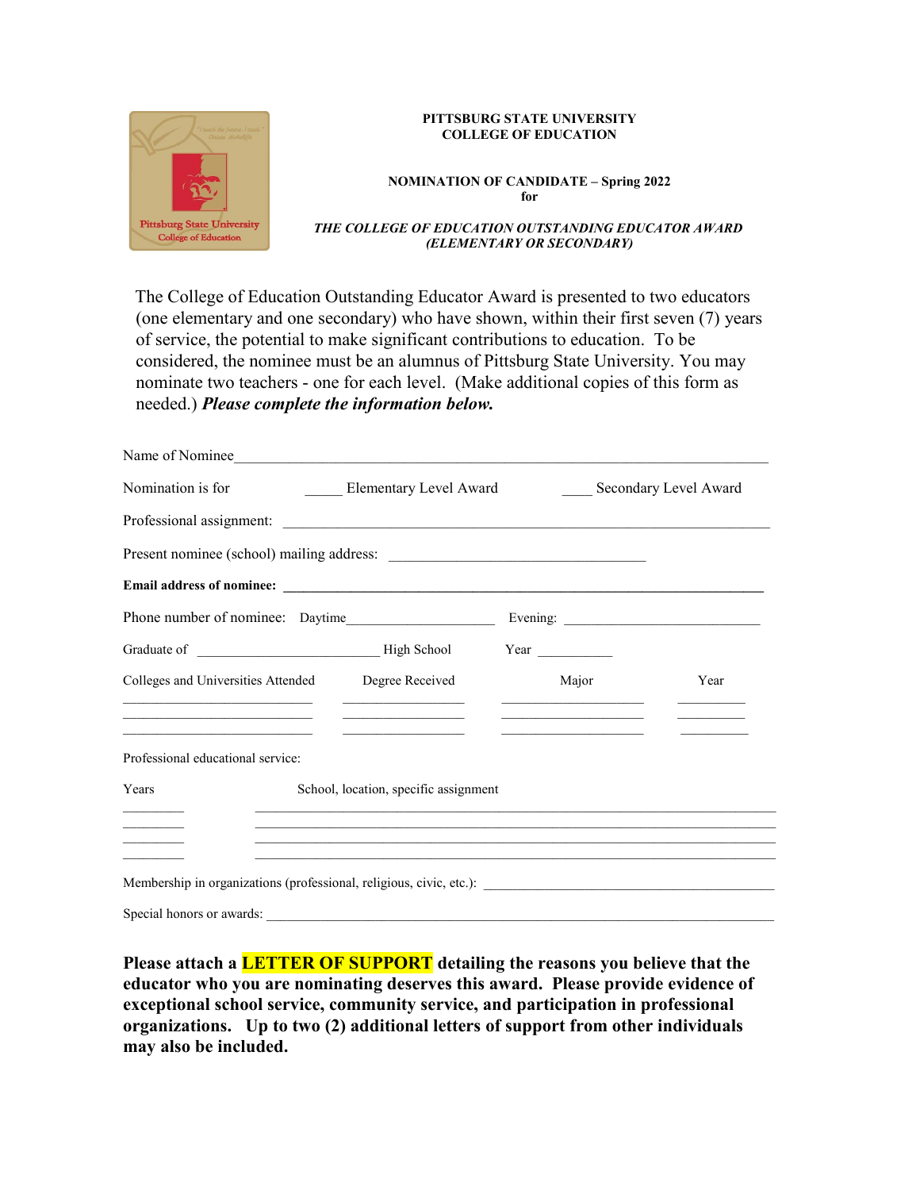**PITTSBURG STATE UNIVERSITY**
**COLLEGE OF EDUCATION**

**NOMINATION OF CANDIDATE – Spring 2022**
**for**

***THE COLLEGE OF EDUCATION OUTSTANDING EDUCATOR AWARD***
***(ELEMENTARY OR SECONDARY)***

The College of Education Outstanding Educator Award is presented to two educators (one elementary and one secondary) who have shown, within their first seven (7) years of service, the potential to make significant contributions to education. To be considered, the nominee must be an alumnus of Pittsburg State University. You may nominate two teachers - one for each level. (Make additional copies of this form as needed.) ***Please complete the information below.***

Name of Nominee_______________________________________________________________

Nomination is for _____ Elementary Level Award ____ Secondary Level Award

Professional assignment: ________________________________________________________

Present nominee (school) mailing address: _________________________________

**Email address of nominee: ____________________________________________________**

Phone number of nominee: Daytime____________________ Evening: _________________________

Graduate of _________________________ High School Year __________

| Colleges and Universities Attended | Degree Received | Major | Year |
|---|---|---|---|
| | | | |
| | | | |
| | | | |

Professional educational service:

| Years | School, location, specific assignment |
|---|---|
| | |
| | |
| | |
| | |

Membership in organizations (professional, religious, civic, etc.): ________________________________________

Special honors or awards: ________________________________________________________________________

**Please attach a LETTER OF SUPPORT detailing the reasons you believe that the educator who you are nominating deserves this award. Please provide evidence of exceptional school service, community service, and participation in professional organizations. Up to two (2) additional letters of support from other individuals may also be included.**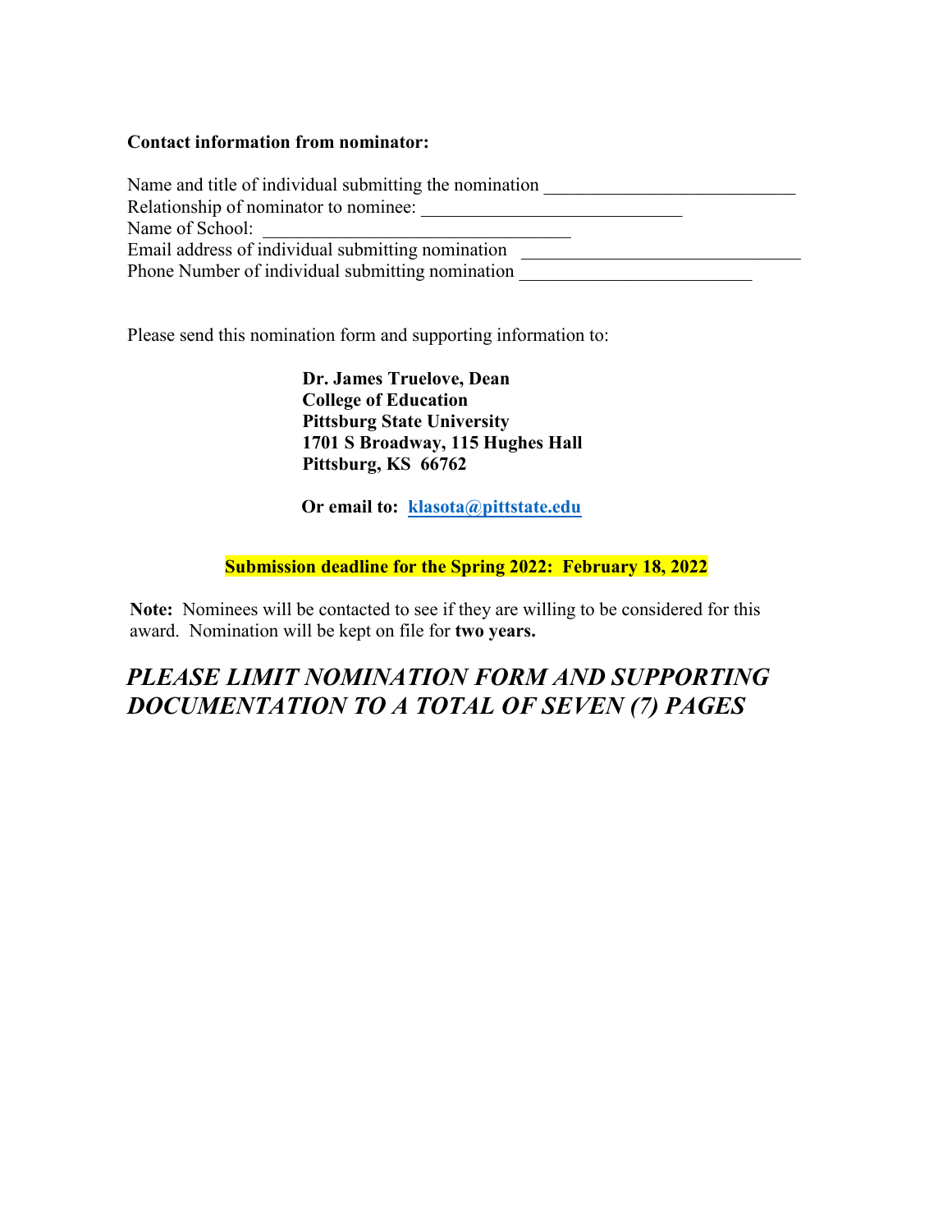**Contact information from nominator:**

Name and title of individual submitting the nomination ___________________________
Relationship of nominator to nominee: ____________________________
Name of School: _________________________________
Email address of individual submitting nomination ______________________________
Phone Number of individual submitting nomination _________________________

Please send this nomination form and supporting information to:

**Dr. James Truelove, Dean**
**College of Education**
**Pittsburg State University**
**1701 S Broadway, 115 Hughes Hall**
**Pittsburg, KS 66762**

**Or email to: klasota@pittstate.edu**

**Submission deadline for the Spring 2022: February 18, 2022**

**Note:** Nominees will be contacted to see if they are willing to be considered for this award. Nomination will be kept on file for **two years.**

## *PLEASE LIMIT NOMINATION FORM AND SUPPORTING DOCUMENTATION TO A TOTAL OF SEVEN (7) PAGES*